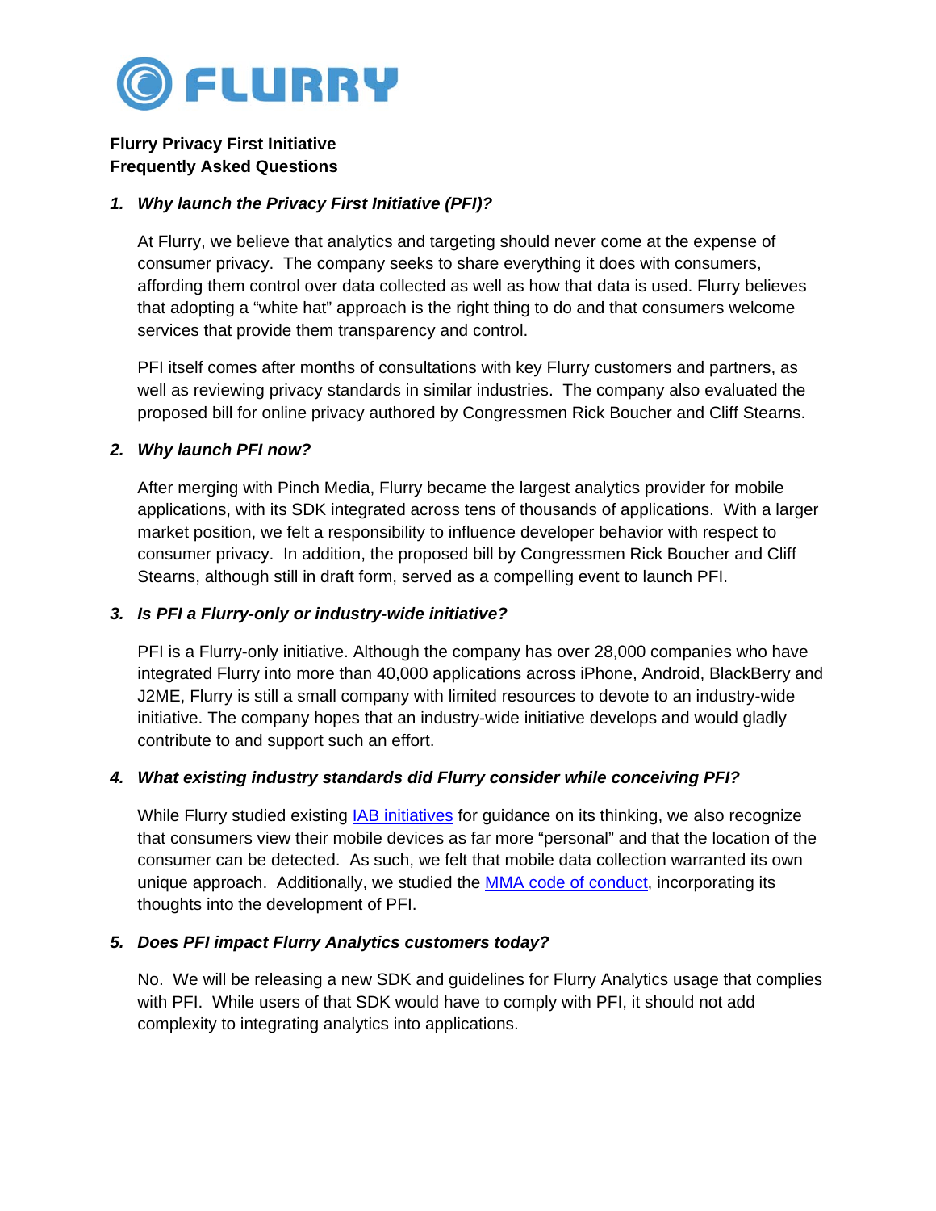FLURRY

**Flurry Privacy First Initiative**
**Frequently Asked Questions**

1. ***Why launch the Privacy First Initiative (PFI)?***

   At Flurry, we believe that analytics and targeting should never come at the expense of consumer privacy. The company seeks to share everything it does with consumers, affording them control over data collected as well as how that data is used. Flurry believes that adopting a "white hat" approach is the right thing to do and that consumers welcome services that provide them transparency and control.

   PFI itself comes after months of consultations with key Flurry customers and partners, as well as reviewing privacy standards in similar industries. The company also evaluated the proposed bill for online privacy authored by Congressmen Rick Boucher and Cliff Stearns.

2. ***Why launch PFI now?***

   After merging with Pinch Media, Flurry became the largest analytics provider for mobile applications, with its SDK integrated across tens of thousands of applications. With a larger market position, we felt a responsibility to influence developer behavior with respect to consumer privacy. In addition, the proposed bill by Congressmen Rick Boucher and Cliff Stearns, although still in draft form, served as a compelling event to launch PFI.

3. ***Is PFI a Flurry-only or industry-wide initiative?***

   PFI is a Flurry-only initiative. Although the company has over 28,000 companies who have integrated Flurry into more than 40,000 applications across iPhone, Android, BlackBerry and J2ME, Flurry is still a small company with limited resources to devote to an industry-wide initiative. The company hopes that an industry-wide initiative develops and would gladly contribute to and support such an effort.

4. ***What existing industry standards did Flurry consider while conceiving PFI?***

   While Flurry studied existing IAB initiatives for guidance on its thinking, we also recognize that consumers view their mobile devices as far more "personal" and that the location of the consumer can be detected. As such, we felt that mobile data collection warranted its own unique approach. Additionally, we studied the MMA code of conduct, incorporating its thoughts into the development of PFI.

5. ***Does PFI impact Flurry Analytics customers today?***

   No. We will be releasing a new SDK and guidelines for Flurry Analytics usage that complies with PFI. While users of that SDK would have to comply with PFI, it should not add complexity to integrating analytics into applications.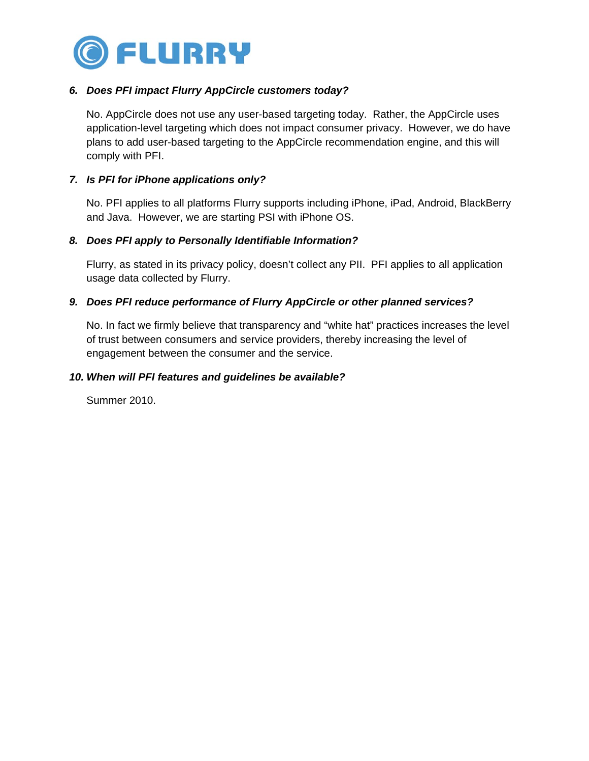**6. *Does PFI impact Flurry AppCircle customers today?***

No. AppCircle does not use any user-based targeting today. Rather, the AppCircle uses application-level targeting which does not impact consumer privacy. However, we do have plans to add user-based targeting to the AppCircle recommendation engine, and this will comply with PFI.

**7. *Is PFI for iPhone applications only?***

No. PFI applies to all platforms Flurry supports including iPhone, iPad, Android, BlackBerry and Java. However, we are starting PSI with iPhone OS.

**8. *Does PFI apply to Personally Identifiable Information?***

Flurry, as stated in its privacy policy, doesn't collect any PII. PFI applies to all application usage data collected by Flurry.

**9. *Does PFI reduce performance of Flurry AppCircle or other planned services?***

No. In fact we firmly believe that transparency and "white hat" practices increases the level of trust between consumers and service providers, thereby increasing the level of engagement between the consumer and the service.

**10. *When will PFI features and guidelines be available?***

Summer 2010.